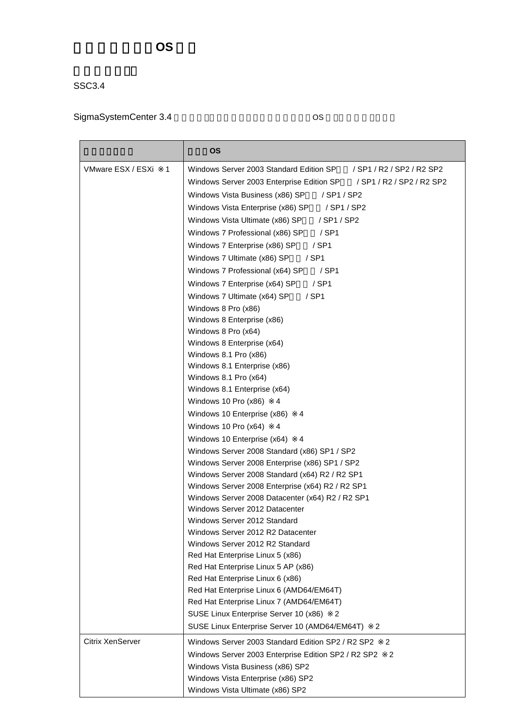# OS

SSC3.4

SigmaSystemCenter 3.4 OS

| | OS |
|---|---|
| VMware ESX / ESXi ※1 | Windows Server 2003 Standard Edition SP / SP1 / R2 / SP2 / R2 SP2<br>Windows Server 2003 Enterprise Edition SP / SP1 / R2 / SP2 / R2 SP2<br>Windows Vista Business (x86) SP / SP1 / SP2<br>Windows Vista Enterprise (x86) SP / SP1 / SP2<br>Windows Vista Ultimate (x86) SP / SP1 / SP2<br>Windows 7 Professional (x86) SP / SP1<br>Windows 7 Enterprise (x86) SP / SP1<br>Windows 7 Ultimate (x86) SP / SP1<br>Windows 7 Professional (x64) SP / SP1<br>Windows 7 Enterprise (x64) SP / SP1<br>Windows 7 Ultimate (x64) SP / SP1<br>Windows 8 Pro (x86)<br>Windows 8 Enterprise (x86)<br>Windows 8 Pro (x64)<br>Windows 8 Enterprise (x64)<br>Windows 8.1 Pro (x86)<br>Windows 8.1 Enterprise (x86)<br>Windows 8.1 Pro (x64)<br>Windows 8.1 Enterprise (x64)<br>Windows 10 Pro (x86) ※4<br>Windows 10 Enterprise (x86) ※4<br>Windows 10 Pro (x64) ※4<br>Windows 10 Enterprise (x64) ※4<br>Windows Server 2008 Standard (x86) SP1 / SP2<br>Windows Server 2008 Enterprise (x86) SP1 / SP2<br>Windows Server 2008 Standard (x64) R2 / R2 SP1<br>Windows Server 2008 Enterprise (x64) R2 / R2 SP1<br>Windows Server 2008 Datacenter (x64) R2 / R2 SP1<br>Windows Server 2012 Datacenter<br>Windows Server 2012 Standard<br>Windows Server 2012 R2 Datacenter<br>Windows Server 2012 R2 Standard<br>Red Hat Enterprise Linux 5 (x86)<br>Red Hat Enterprise Linux 5 AP (x86)<br>Red Hat Enterprise Linux 6 (x86)<br>Red Hat Enterprise Linux 6 (AMD64/EM64T)<br>Red Hat Enterprise Linux 7 (AMD64/EM64T)<br>SUSE Linux Enterprise Server 10 (x86) ※2<br>SUSE Linux Enterprise Server 10 (AMD64/EM64T) ※2 |
| Citrix XenServer | Windows Server 2003 Standard Edition SP2 / R2 SP2 ※2<br>Windows Server 2003 Enterprise Edition SP2 / R2 SP2 ※2<br>Windows Vista Business (x86) SP2<br>Windows Vista Enterprise (x86) SP2<br>Windows Vista Ultimate (x86) SP2 |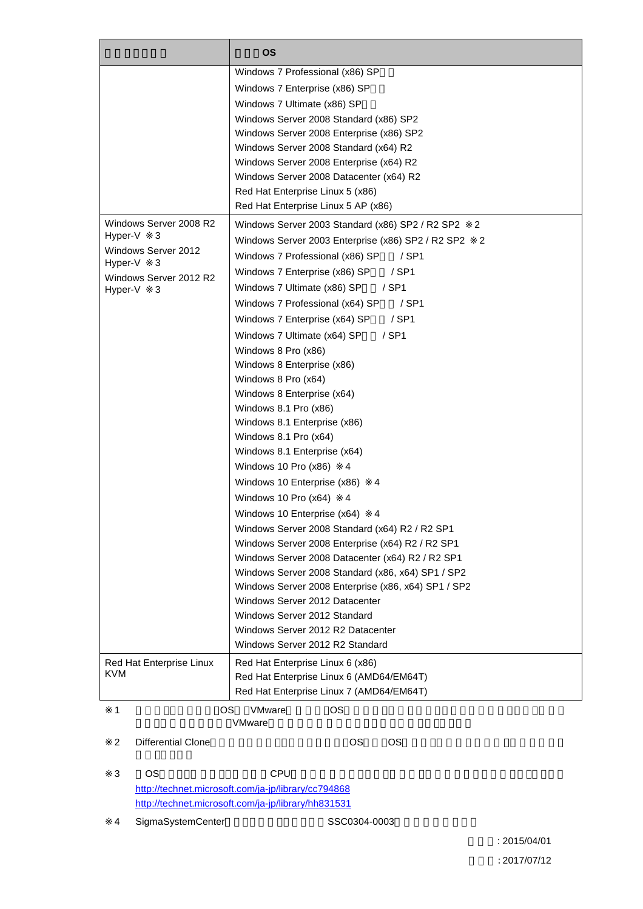| | OS |
|---|---|
| | Windows 7 Professional (x86) SP |
| | Windows 7 Enterprise (x86) SP |
| | Windows 7 Ultimate (x86) SP |
| | Windows Server 2008 Standard (x86) SP2 |
| | Windows Server 2008 Enterprise (x86) SP2 |
| | Windows Server 2008 Standard (x64) R2 |
| | Windows Server 2008 Enterprise (x64) R2 |
| | Windows Server 2008 Datacenter (x64) R2 |
| | Red Hat Enterprise Linux 5 (x86) |
| | Red Hat Enterprise Linux 5 AP (x86) |
| Windows Server 2008 R2 Hyper-V ※3<br>Windows Server 2012 Hyper-V ※3<br>Windows Server 2012 R2 Hyper-V ※3 | Windows Server 2003 Standard (x86) SP2 / R2 SP2 ※2 |
| | Windows Server 2003 Enterprise (x86) SP2 / R2 SP2 ※2 |
| | Windows 7 Professional (x86) SP / SP1 |
| | Windows 7 Enterprise (x86) SP / SP1 |
| | Windows 7 Ultimate (x86) SP / SP1 |
| | Windows 7 Professional (x64) SP / SP1 |
| | Windows 7 Enterprise (x64) SP / SP1 |
| | Windows 7 Ultimate (x64) SP / SP1 |
| | Windows 8 Pro (x86) |
| | Windows 8 Enterprise (x86) |
| | Windows 8 Pro (x64) |
| | Windows 8 Enterprise (x64) |
| | Windows 8.1 Pro (x86) |
| | Windows 8.1 Enterprise (x86) |
| | Windows 8.1 Pro (x64) |
| | Windows 8.1 Enterprise (x64) |
| | Windows 10 Pro (x86) ※4 |
| | Windows 10 Enterprise (x86) ※4 |
| | Windows 10 Pro (x64) ※4 |
| | Windows 10 Enterprise (x64) ※4 |
| | Windows Server 2008 Standard (x64) R2 / R2 SP1 |
| | Windows Server 2008 Enterprise (x64) R2 / R2 SP1 |
| | Windows Server 2008 Datacenter (x64) R2 / R2 SP1 |
| | Windows Server 2008 Standard (x86, x64) SP1 / SP2 |
| | Windows Server 2008 Enterprise (x86, x64) SP1 / SP2 |
| | Windows Server 2012 Datacenter |
| | Windows Server 2012 Standard |
| | Windows Server 2012 R2 Datacenter |
| | Windows Server 2012 R2 Standard |
| Red Hat Enterprise Linux KVM | Red Hat Enterprise Linux 6 (x86) |
| | Red Hat Enterprise Linux 6 (AMD64/EM64T) |
| | Red Hat Enterprise Linux 7 (AMD64/EM64T) |

※1 OS VMware OS VMware

※2 Differential Clone OS OS

※3 OS CPU
http://technet.microsoft.com/ja-jp/library/cc794868
http://technet.microsoft.com/ja-jp/library/hh831531

※4 SigmaSystemCenter SSC0304-0003

: 2015/04/01

: 2017/07/12